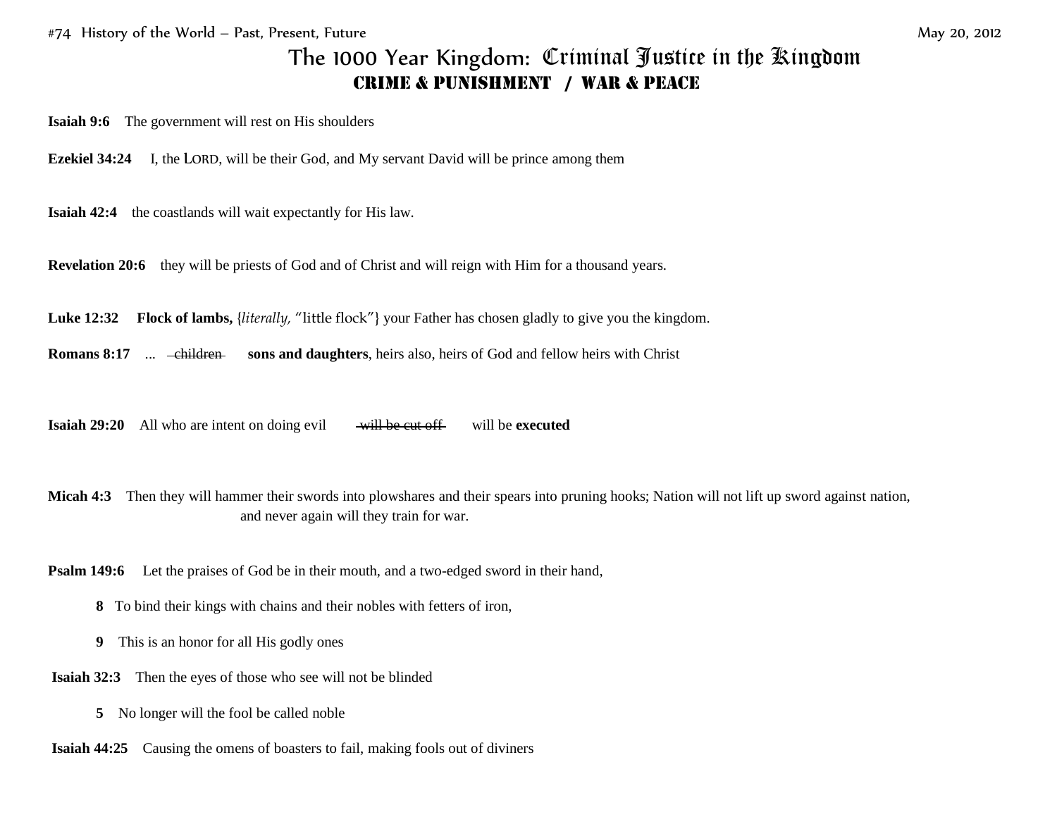#74 History of the World – Past, Present, Future May 20, 2012

# The 1000 Year Kingdom: Criminal Justice in the Kingdom

## CRIME & PUNISHMENT / WAR & PEACE

**Isaiah 9:6** The government will rest on His shoulders

**Ezekiel 34:24** I, the LORD, will be their God, and My servant David will be prince among them

**Isaiah 42:4** the coastlands will wait expectantly for His law.

**Revelation 20:6** they will be priests of God and of Christ and will reign with Him for a thousand years.

**Luke 12:32** **Flock of lambs,** {*literally,* "little flock"} your Father has chosen gladly to give you the kingdom.

**Romans 8:17** ... ~~children~~ **sons and daughters**, heirs also, heirs of God and fellow heirs with Christ

**Isaiah 29:20** All who are intent on doing evil ~~will be cut off~~ will be **executed**

**Micah 4:3** Then they will hammer their swords into plowshares and their spears into pruning hooks; Nation will not lift up sword against nation, and never again will they train for war.

**Psalm 149:6** Let the praises of God be in their mouth, and a two-edged sword in their hand,

**8** To bind their kings with chains and their nobles with fetters of iron,

**9** This is an honor for all His godly ones

**Isaiah 32:3** Then the eyes of those who see will not be blinded

**5** No longer will the fool be called noble

**Isaiah 44:25** Causing the omens of boasters to fail, making fools out of diviners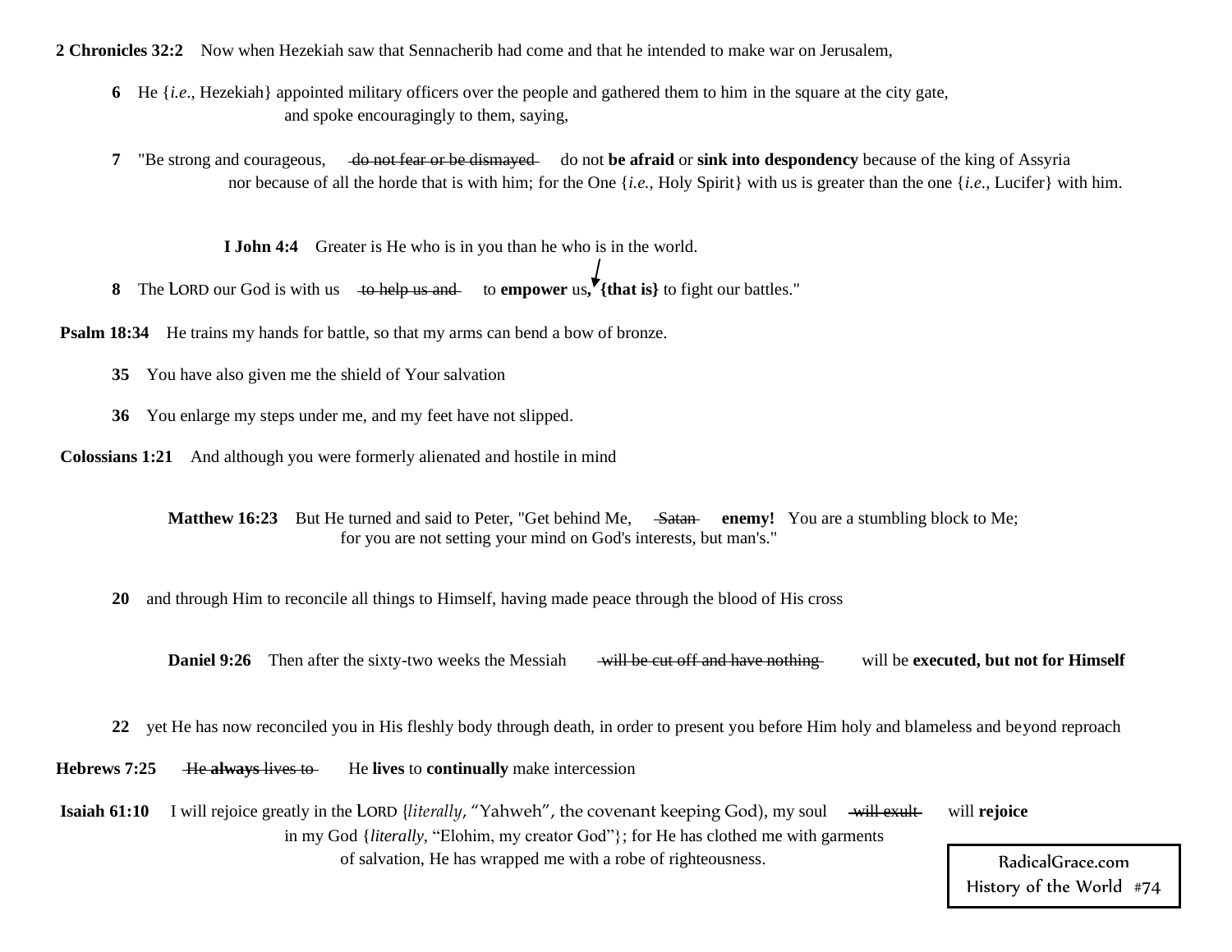**2 Chronicles 32:2** Now when Hezekiah saw that Sennacherib had come and that he intended to make war on Jerusalem,

**6** He {*i.e.*, Hezekiah} appointed military officers over the people and gathered them to him in the square at the city gate, and spoke encouragingly to them, saying,

**7** "Be strong and courageous, ~~do not fear or be dismayed~~ do not **be afraid** or **sink into despondency** because of the king of Assyria nor because of all the horde that is with him; for the One {*i.e.*, Holy Spirit} with us is greater than the one {*i.e.*, Lucifer} with him.

> **I John 4:4** Greater is He who is in you than he who is in the world.

**8** The LORD our God is with us ~~to help us and~~ to **empower** us**, {that is}** to fight our battles."

**Psalm 18:34** He trains my hands for battle, so that my arms can bend a bow of bronze.

**35** You have also given me the shield of Your salvation

**36** You enlarge my steps under me, and my feet have not slipped.

**Colossians 1:21** And although you were formerly alienated and hostile in mind

> **Matthew 16:23** But He turned and said to Peter, "Get behind Me, ~~Satan~~ **enemy!** You are a stumbling block to Me; for you are not setting your mind on God's interests, but man's."

**20** and through Him to reconcile all things to Himself, having made peace through the blood of His cross

> **Daniel 9:26** Then after the sixty-two weeks the Messiah ~~will be cut off and have nothing~~ will be **executed, but not for Himself**

**22** yet He has now reconciled you in His fleshly body through death, in order to present you before Him holy and blameless and beyond reproach

**Hebrews 7:25** ~~He **always** lives to~~ He **lives** to **continually** make intercession

**Isaiah 61:10** I will rejoice greatly in the LORD {*literally*, "Yahweh", the covenant keeping God), my soul ~~will exult~~ will **rejoice** in my God {*literally*, "Elohim, my creator God"}; for He has clothed me with garments of salvation, He has wrapped me with a robe of righteousness.

RadicalGrace.com
History of the World #74